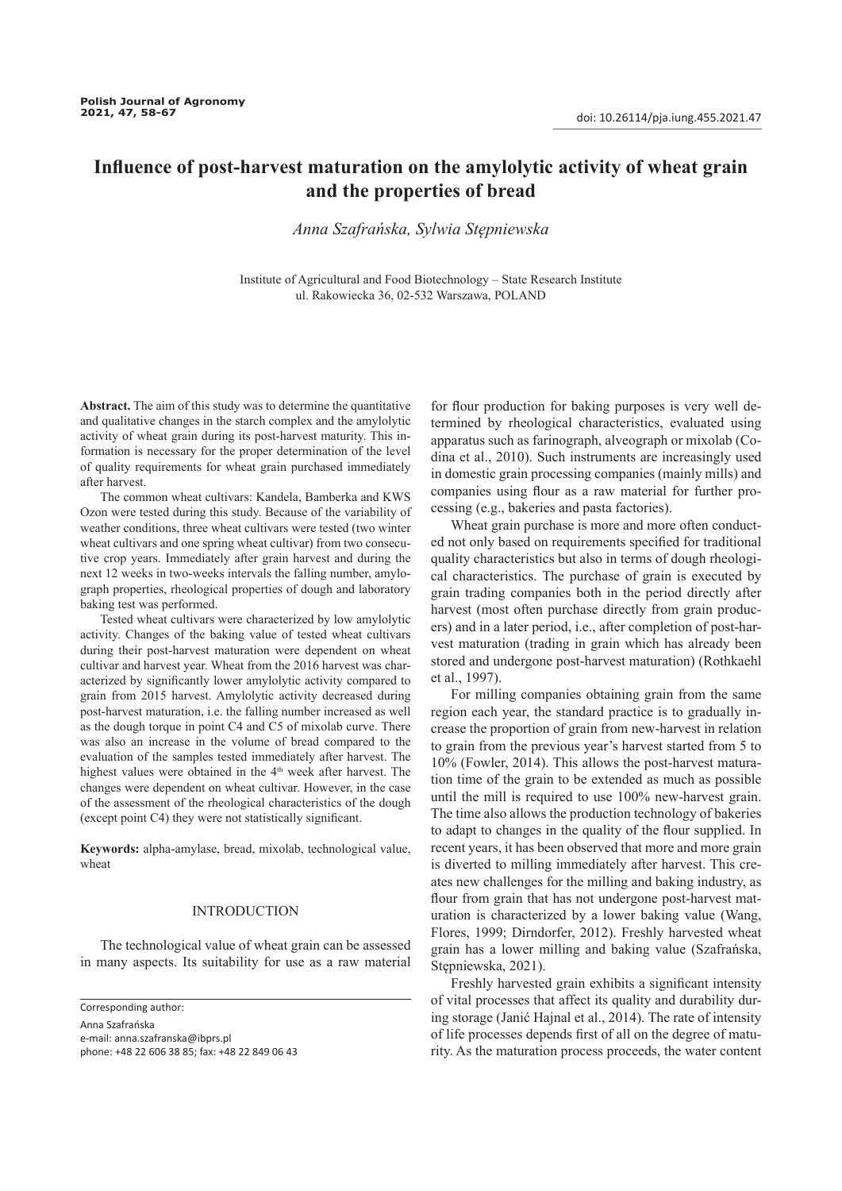# Influence of post-harvest maturation on the amylolytic activity of wheat grain and the properties of bread

*Anna Szafrańska, Sylwia Stępniewska*

Institute of Agricultural and Food Biotechnology – State Research Institute
ul. Rakowiecka 36, 02-532 Warszawa, POLAND

**Abstract.** The aim of this study was to determine the quantitative and qualitative changes in the starch complex and the amylolytic activity of wheat grain during its post-harvest maturity. This information is necessary for the proper determination of the level of quality requirements for wheat grain purchased immediately after harvest.

The common wheat cultivars: Kandela, Bamberka and KWS Ozon were tested during this study. Because of the variability of weather conditions, three wheat cultivars were tested (two winter wheat cultivars and one spring wheat cultivar) from two consecutive crop years. Immediately after grain harvest and during the next 12 weeks in two-weeks intervals the falling number, amylograph properties, rheological properties of dough and laboratory baking test was performed.

Tested wheat cultivars were characterized by low amylolytic activity. Changes of the baking value of tested wheat cultivars during their post-harvest maturation were dependent on wheat cultivar and harvest year. Wheat from the 2016 harvest was characterized by significantly lower amylolytic activity compared to grain from 2015 harvest. Amylolytic activity decreased during post-harvest maturation, i.e. the falling number increased as well as the dough torque in point C4 and C5 of mixolab curve. There was also an increase in the volume of bread compared to the evaluation of the samples tested immediately after harvest. The highest values were obtained in the 4th week after harvest. The changes were dependent on wheat cultivar. However, in the case of the assessment of the rheological characteristics of the dough (except point C4) they were not statistically significant.

**Keywords:** alpha-amylase, bread, mixolab, technological value, wheat

## INTRODUCTION

The technological value of wheat grain can be assessed in many aspects. Its suitability for use as a raw material for flour production for baking purposes is very well determined by rheological characteristics, evaluated using apparatus such as farinograph, alveograph or mixolab (Codina et al., 2010). Such instruments are increasingly used in domestic grain processing companies (mainly mills) and companies using flour as a raw material for further processing (e.g., bakeries and pasta factories).

Wheat grain purchase is more and more often conducted not only based on requirements specified for traditional quality characteristics but also in terms of dough rheological characteristics. The purchase of grain is executed by grain trading companies both in the period directly after harvest (most often purchase directly from grain producers) and in a later period, i.e., after completion of post-harvest maturation (trading in grain which has already been stored and undergone post-harvest maturation) (Rothkaehl et al., 1997).

For milling companies obtaining grain from the same region each year, the standard practice is to gradually increase the proportion of grain from new-harvest in relation to grain from the previous year's harvest started from 5 to 10% (Fowler, 2014). This allows the post-harvest maturation time of the grain to be extended as much as possible until the mill is required to use 100% new-harvest grain. The time also allows the production technology of bakeries to adapt to changes in the quality of the flour supplied. In recent years, it has been observed that more and more grain is diverted to milling immediately after harvest. This creates new challenges for the milling and baking industry, as flour from grain that has not undergone post-harvest maturation is characterized by a lower baking value (Wang, Flores, 1999; Dirndorfer, 2012). Freshly harvested wheat grain has a lower milling and baking value (Szafrańska, Stępniewska, 2021).

Freshly harvested grain exhibits a significant intensity of vital processes that affect its quality and durability during storage (Janić Hajnal et al., 2014). The rate of intensity of life processes depends first of all on the degree of maturity. As the maturation process proceeds, the water content

Corresponding author:
Anna Szafrańska
e-mail: anna.szafranska@ibprs.pl
phone: +48 22 606 38 85; fax: +48 22 849 06 43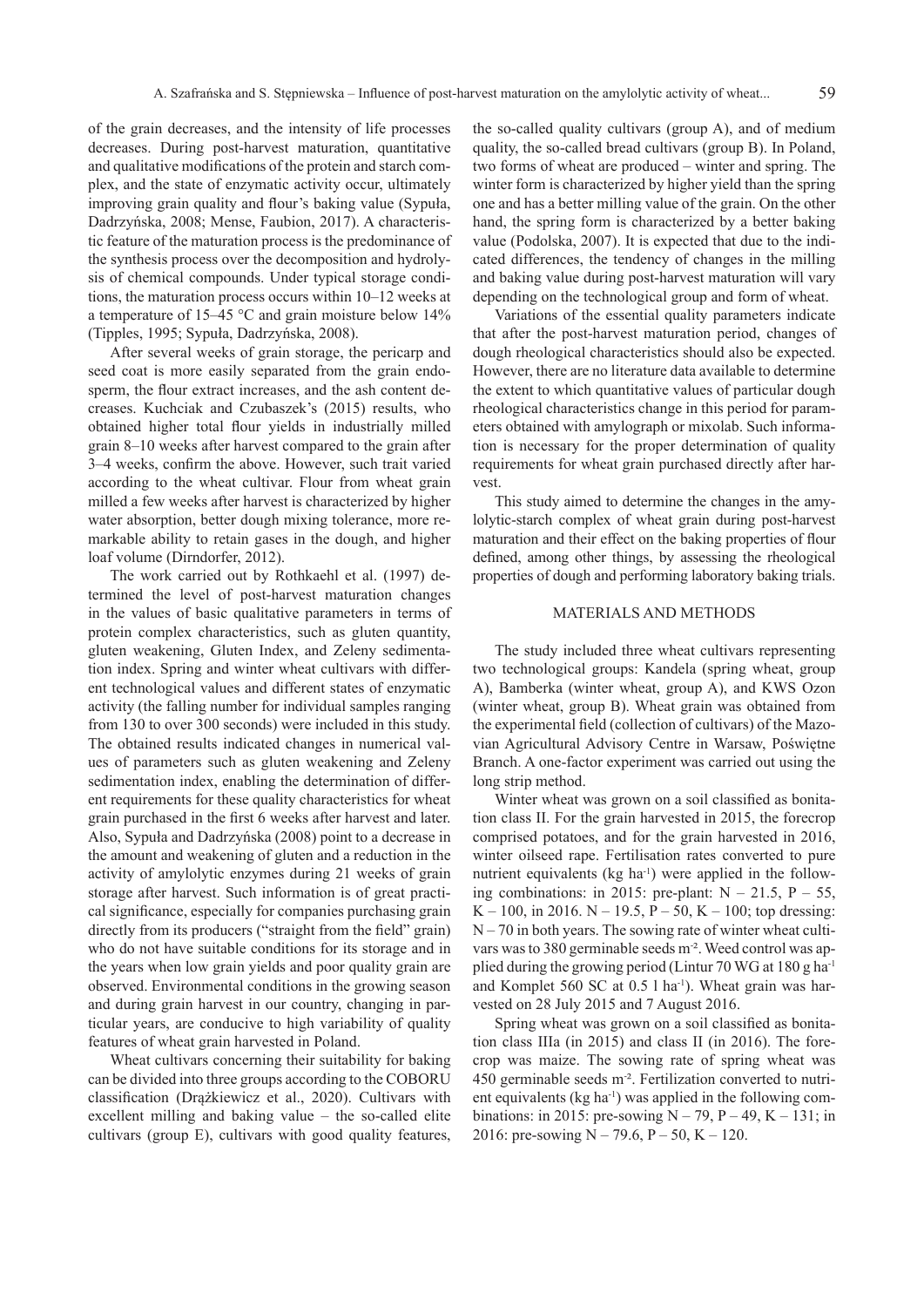of the grain decreases, and the intensity of life processes decreases. During post-harvest maturation, quantitative and qualitative modifications of the protein and starch complex, and the state of enzymatic activity occur, ultimately improving grain quality and flour's baking value (Sypuła, Dadrzyńska, 2008; Mense, Faubion, 2017). A characteristic feature of the maturation process is the predominance of the synthesis process over the decomposition and hydrolysis of chemical compounds. Under typical storage conditions, the maturation process occurs within 10–12 weeks at a temperature of 15–45 °C and grain moisture below 14% (Tipples, 1995; Sypuła, Dadrzyńska, 2008).

After several weeks of grain storage, the pericarp and seed coat is more easily separated from the grain endosperm, the flour extract increases, and the ash content decreases. Kuchciak and Czubaszek's (2015) results, who obtained higher total flour yields in industrially milled grain 8–10 weeks after harvest compared to the grain after 3–4 weeks, confirm the above. However, such trait varied according to the wheat cultivar. Flour from wheat grain milled a few weeks after harvest is characterized by higher water absorption, better dough mixing tolerance, more remarkable ability to retain gases in the dough, and higher loaf volume (Dirndorfer, 2012).

The work carried out by Rothkaehl et al. (1997) determined the level of post-harvest maturation changes in the values of basic qualitative parameters in terms of protein complex characteristics, such as gluten quantity, gluten weakening, Gluten Index, and Zeleny sedimentation index. Spring and winter wheat cultivars with different technological values and different states of enzymatic activity (the falling number for individual samples ranging from 130 to over 300 seconds) were included in this study. The obtained results indicated changes in numerical values of parameters such as gluten weakening and Zeleny sedimentation index, enabling the determination of different requirements for these quality characteristics for wheat grain purchased in the first 6 weeks after harvest and later. Also, Sypuła and Dadrzyńska (2008) point to a decrease in the amount and weakening of gluten and a reduction in the activity of amylolytic enzymes during 21 weeks of grain storage after harvest. Such information is of great practical significance, especially for companies purchasing grain directly from its producers ("straight from the field" grain) who do not have suitable conditions for its storage and in the years when low grain yields and poor quality grain are observed. Environmental conditions in the growing season and during grain harvest in our country, changing in particular years, are conducive to high variability of quality features of wheat grain harvested in Poland.

Wheat cultivars concerning their suitability for baking can be divided into three groups according to the COBORU classification (Drążkiewicz et al., 2020). Cultivars with excellent milling and baking value – the so-called elite cultivars (group E), cultivars with good quality features, the so-called quality cultivars (group A), and of medium quality, the so-called bread cultivars (group B). In Poland, two forms of wheat are produced – winter and spring. The winter form is characterized by higher yield than the spring one and has a better milling value of the grain. On the other hand, the spring form is characterized by a better baking value (Podolska, 2007). It is expected that due to the indicated differences, the tendency of changes in the milling and baking value during post-harvest maturation will vary depending on the technological group and form of wheat.

Variations of the essential quality parameters indicate that after the post-harvest maturation period, changes of dough rheological characteristics should also be expected. However, there are no literature data available to determine the extent to which quantitative values of particular dough rheological characteristics change in this period for parameters obtained with amylograph or mixolab. Such information is necessary for the proper determination of quality requirements for wheat grain purchased directly after harvest.

This study aimed to determine the changes in the amylolytic-starch complex of wheat grain during post-harvest maturation and their effect on the baking properties of flour defined, among other things, by assessing the rheological properties of dough and performing laboratory baking trials.

## MATERIALS AND METHODS

The study included three wheat cultivars representing two technological groups: Kandela (spring wheat, group A), Bamberka (winter wheat, group A), and KWS Ozon (winter wheat, group B). Wheat grain was obtained from the experimental field (collection of cultivars) of the Mazovian Agricultural Advisory Centre in Warsaw, Poświętne Branch. A one-factor experiment was carried out using the long strip method.

Winter wheat was grown on a soil classified as bonitation class II. For the grain harvested in 2015, the forecrop comprised potatoes, and for the grain harvested in 2016, winter oilseed rape. Fertilisation rates converted to pure nutrient equivalents (kg ha$^{-1}$) were applied in the following combinations: in 2015: pre-plant: N – 21.5, P – 55, K – 100, in 2016. N – 19.5, P – 50, K – 100; top dressing: N – 70 in both years. The sowing rate of winter wheat cultivars was to 380 germinable seeds m$^{-2}$. Weed control was applied during the growing period (Lintur 70 WG at 180 g ha$^{-1}$ and Komplet 560 SC at 0.5 l ha$^{-1}$). Wheat grain was harvested on 28 July 2015 and 7 August 2016.

Spring wheat was grown on a soil classified as bonitation class IIIa (in 2015) and class II (in 2016). The forecrop was maize. The sowing rate of spring wheat was 450 germinable seeds m$^{-2}$. Fertilization converted to nutrient equivalents (kg ha$^{-1}$) was applied in the following combinations: in 2015: pre-sowing N – 79, P – 49, K – 131; in 2016: pre-sowing N – 79.6, P – 50, K – 120.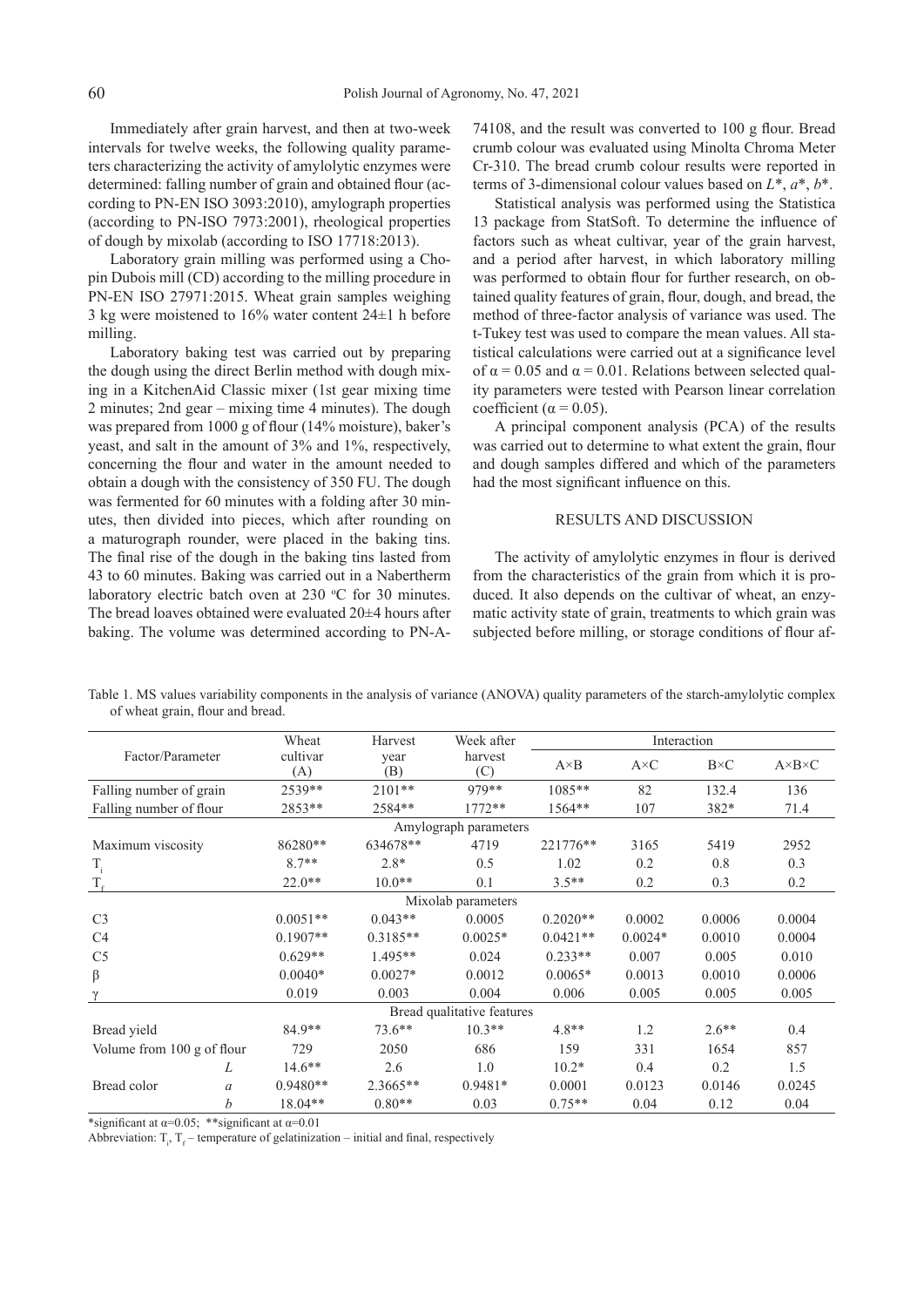Immediately after grain harvest, and then at two-week intervals for twelve weeks, the following quality parameters characterizing the activity of amylolytic enzymes were determined: falling number of grain and obtained flour (according to PN-EN ISO 3093:2010), amylograph properties (according to PN-ISO 7973:2001), rheological properties of dough by mixolab (according to ISO 17718:2013).

Laboratory grain milling was performed using a Chopin Dubois mill (CD) according to the milling procedure in PN-EN ISO 27971:2015. Wheat grain samples weighing 3 kg were moistened to 16% water content 24±1 h before milling.

Laboratory baking test was carried out by preparing the dough using the direct Berlin method with dough mixing in a KitchenAid Classic mixer (1st gear mixing time 2 minutes; 2nd gear – mixing time 4 minutes). The dough was prepared from 1000 g of flour (14% moisture), baker's yeast, and salt in the amount of 3% and 1%, respectively, concerning the flour and water in the amount needed to obtain a dough with the consistency of 350 FU. The dough was fermented for 60 minutes with a folding after 30 minutes, then divided into pieces, which after rounding on a maturograph rounder, were placed in the baking tins. The final rise of the dough in the baking tins lasted from 43 to 60 minutes. Baking was carried out in a Nabertherm laboratory electric batch oven at 230 °C for 30 minutes. The bread loaves obtained were evaluated 20±4 hours after baking. The volume was determined according to PN-A-74108, and the result was converted to 100 g flour. Bread crumb colour was evaluated using Minolta Chroma Meter Cr-310. The bread crumb colour results were reported in terms of 3-dimensional colour values based on $L^*$, $a^*$, $b^*$.

Statistical analysis was performed using the Statistica 13 package from StatSoft. To determine the influence of factors such as wheat cultivar, year of the grain harvest, and a period after harvest, in which laboratory milling was performed to obtain flour for further research, on obtained quality features of grain, flour, dough, and bread, the method of three-factor analysis of variance was used. The t-Tukey test was used to compare the mean values. All statistical calculations were carried out at a significance level of $\alpha = 0.05$ and $\alpha = 0.01$. Relations between selected quality parameters were tested with Pearson linear correlation coefficient ($\alpha = 0.05$).

A principal component analysis (PCA) of the results was carried out to determine to what extent the grain, flour and dough samples differed and which of the parameters had the most significant influence on this.

## RESULTS AND DISCUSSION

The activity of amylolytic enzymes in flour is derived from the characteristics of the grain from which it is produced. It also depends on the cultivar of wheat, an enzymatic activity state of grain, treatments to which grain was subjected before milling, or storage conditions of flour af-

Table 1. MS values variability components in the analysis of variance (ANOVA) quality parameters of the starch-amylolytic complex of wheat grain, flour and bread.

| Factor/Parameter | | Wheat cultivar (A) | Harvest year (B) | Week after harvest (C) | Interaction A×B | Interaction A×C | Interaction B×C | Interaction A×B×C |
|---|---|---|---|---|---|---|---|---|
| Falling number of grain | | 2539** | 2101** | 979** | 1085** | 82 | 132.4 | 136 |
| Falling number of flour | | 2853** | 2584** | 1772** | 1564** | 107 | 382* | 71.4 |
| **Amylograph parameters** | | | | | | | | |
| Maximum viscosity | | 86280** | 634678** | 4719 | 221776** | 3165 | 5419 | 2952 |
| $T_i$ | | 8.7** | 2.8* | 0.5 | 1.02 | 0.2 | 0.8 | 0.3 |
| $T_f$ | | 22.0** | 10.0** | 0.1 | 3.5** | 0.2 | 0.3 | 0.2 |
| **Mixolab parameters** | | | | | | | | |
| C3 | | 0.0051** | 0.043** | 0.0005 | 0.2020** | 0.0002 | 0.0006 | 0.0004 |
| C4 | | 0.1907** | 0.3185** | 0.0025* | 0.0421** | 0.0024* | 0.0010 | 0.0004 |
| C5 | | 0.629** | 1.495** | 0.024 | 0.233** | 0.007 | 0.005 | 0.010 |
| β | | 0.0040* | 0.0027* | 0.0012 | 0.0065* | 0.0013 | 0.0010 | 0.0006 |
| γ | | 0.019 | 0.003 | 0.004 | 0.006 | 0.005 | 0.005 | 0.005 |
| **Bread qualitative features** | | | | | | | | |
| Bread yield | | 84.9** | 73.6** | 10.3** | 4.8** | 1.2 | 2.6** | 0.4 |
| Volume from 100 g of flour | | 729 | 2050 | 686 | 159 | 331 | 1654 | 857 |
| Bread color | *L* | 14.6** | 2.6 | 1.0 | 10.2* | 0.4 | 0.2 | 1.5 |
| | *a* | 0.9480** | 2.3665** | 0.9481* | 0.0001 | 0.0123 | 0.0146 | 0.0245 |
| | *b* | 18.04** | 0.80** | 0.03 | 0.75** | 0.04 | 0.12 | 0.04 |

*significant at $\alpha$=0.05; **significant at $\alpha$=0.01

Abbreviation: $T_i$, $T_f$ – temperature of gelatinization – initial and final, respectively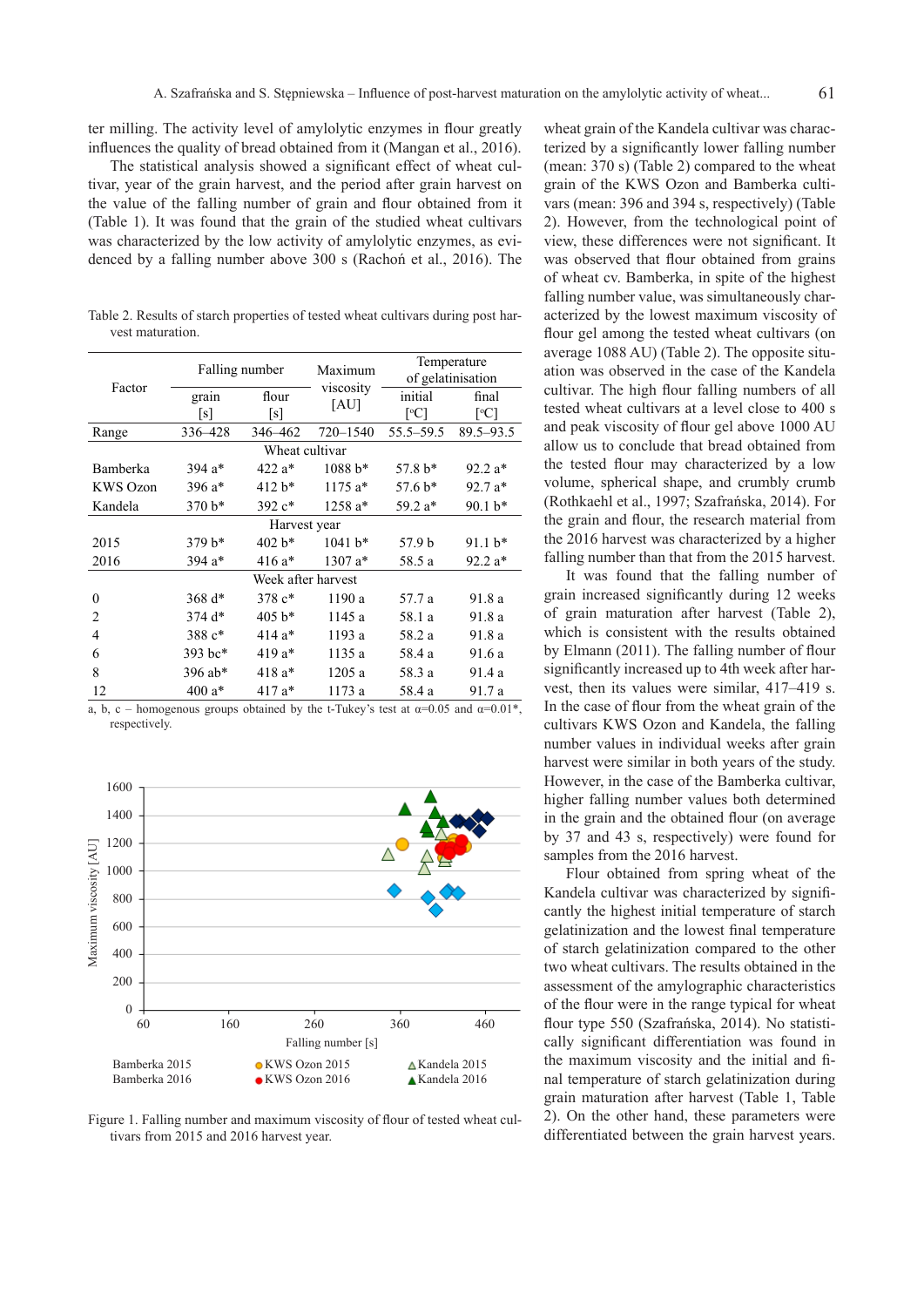ter milling. The activity level of amylolytic enzymes in flour greatly influences the quality of bread obtained from it (Mangan et al., 2016).

The statistical analysis showed a significant effect of wheat cultivar, year of the grain harvest, and the period after grain harvest on the value of the falling number of grain and flour obtained from it (Table 1). It was found that the grain of the studied wheat cultivars was characterized by the low activity of amylolytic enzymes, as evidenced by a falling number above 300 s (Rachoń et al., 2016). The wheat grain of the Kandela cultivar was characterized by a significantly lower falling number (mean: 370 s) (Table 2) compared to the wheat grain of the KWS Ozon and Bamberka cultivars (mean: 396 and 394 s, respectively) (Table 2). However, from the technological point of view, these differences were not significant. It was observed that flour obtained from grains of wheat cv. Bamberka, in spite of the highest falling number value, was simultaneously characterized by the lowest maximum viscosity of flour gel among the tested wheat cultivars (on average 1088 AU) (Table 2). The opposite situation was observed in the case of the Kandela cultivar. The high flour falling numbers of all tested wheat cultivars at a level close to 400 s and peak viscosity of flour gel above 1000 AU allow us to conclude that bread obtained from the tested flour may characterized by a low volume, spherical shape, and crumbly crumb (Rothkaehl et al., 1997; Szafrańska, 2014). For the grain and flour, the research material from the 2016 harvest was characterized by a higher falling number than that from the 2015 harvest.

Table 2. Results of starch properties of tested wheat cultivars during post harvest maturation.

| Factor | Falling number | | Maximum viscosity [AU] | Temperature of gelatinisation | |
|---|---|---|---|---|---|
| | grain [s] | flour [s] | | initial [°C] | final [°C] |
| Range | 336–428 | 346–462 | 720–1540 | 55.5–59.5 | 89.5–93.5 |
| **Wheat cultivar** | | | | | |
| Bamberka | 394 a* | 422 a* | 1088 b* | 57.8 b* | 92.2 a* |
| KWS Ozon | 396 a* | 412 b* | 1175 a* | 57.6 b* | 92.7 a* |
| Kandela | 370 b* | 392 c* | 1258 a* | 59.2 a* | 90.1 b* |
| **Harvest year** | | | | | |
| 2015 | 379 b* | 402 b* | 1041 b* | 57.9 b | 91.1 b* |
| 2016 | 394 a* | 416 a* | 1307 a* | 58.5 a | 92.2 a* |
| **Week after harvest** | | | | | |
| 0 | 368 d* | 378 c* | 1190 a | 57.7 a | 91.8 a |
| 2 | 374 d* | 405 b* | 1145 a | 58.1 a | 91.8 a |
| 4 | 388 c* | 414 a* | 1193 a | 58.2 a | 91.8 a |
| 6 | 393 bc* | 419 a* | 1135 a | 58.4 a | 91.6 a |
| 8 | 396 ab* | 418 a* | 1205 a | 58.3 a | 91.4 a |
| 12 | 400 a* | 417 a* | 1173 a | 58.4 a | 91.7 a |

a, b, c – homogenous groups obtained by the t-Tukey's test at α=0.05 and α=0.01*, respectively.

Figure 1. Falling number and maximum viscosity of flour of tested wheat cultivars from 2015 and 2016 harvest year.

It was found that the falling number of grain increased significantly during 12 weeks of grain maturation after harvest (Table 2), which is consistent with the results obtained by Elmann (2011). The falling number of flour significantly increased up to 4th week after harvest, then its values were similar, 417–419 s. In the case of flour from the wheat grain of the cultivars KWS Ozon and Kandela, the falling number values in individual weeks after grain harvest were similar in both years of the study. However, in the case of the Bamberka cultivar, higher falling number values both determined in the grain and the obtained flour (on average by 37 and 43 s, respectively) were found for samples from the 2016 harvest.

Flour obtained from spring wheat of the Kandela cultivar was characterized by significantly the highest initial temperature of starch gelatinization and the lowest final temperature of starch gelatinization compared to the other two wheat cultivars. The results obtained in the assessment of the amylographic characteristics of the flour were in the range typical for wheat flour type 550 (Szafrańska, 2014). No statistically significant differentiation was found in the maximum viscosity and the initial and final temperature of starch gelatinization during grain maturation after harvest (Table 1, Table 2). On the other hand, these parameters were differentiated between the grain harvest years.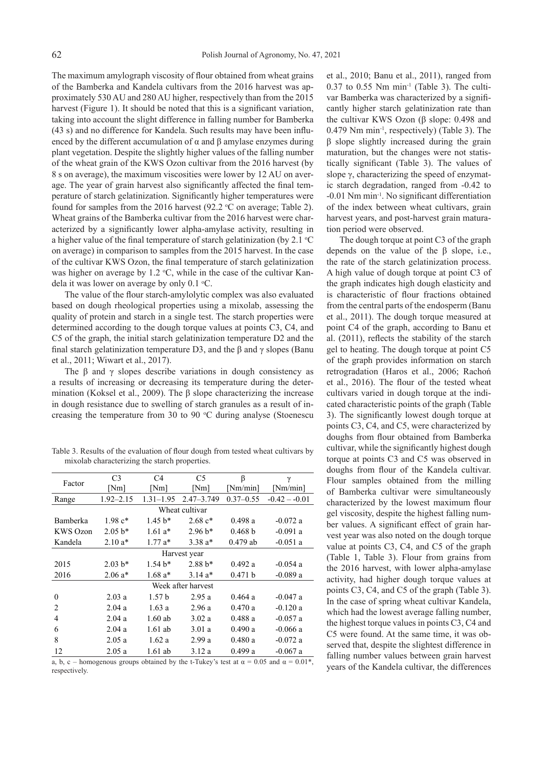The maximum amylograph viscosity of flour obtained from wheat grains of the Bamberka and Kandela cultivars from the 2016 harvest was approximately 530 AU and 280 AU higher, respectively than from the 2015 harvest (Figure 1). It should be noted that this is a significant variation, taking into account the slight difference in falling number for Bamberka (43 s) and no difference for Kandela. Such results may have been influenced by the different accumulation of α and β amylase enzymes during plant vegetation. Despite the slightly higher values of the falling number of the wheat grain of the KWS Ozon cultivar from the 2016 harvest (by 8 s on average), the maximum viscosities were lower by 12 AU on average. The year of grain harvest also significantly affected the final temperature of starch gelatinization. Significantly higher temperatures were found for samples from the 2016 harvest (92.2 °C on average; Table 2). Wheat grains of the Bamberka cultivar from the 2016 harvest were characterized by a significantly lower alpha-amylase activity, resulting in a higher value of the final temperature of starch gelatinization (by 2.1 °C on average) in comparison to samples from the 2015 harvest. In the case of the cultivar KWS Ozon, the final temperature of starch gelatinization was higher on average by 1.2 °C, while in the case of the cultivar Kandela it was lower on average by only 0.1 °C.

The value of the flour starch-amylolytic complex was also evaluated based on dough rheological properties using a mixolab, assessing the quality of protein and starch in a single test. The starch properties were determined according to the dough torque values at points C3, C4, and C5 of the graph, the initial starch gelatinization temperature D2 and the final starch gelatinization temperature D3, and the β and γ slopes (Banu et al., 2011; Wiwart et al., 2017).

The β and γ slopes describe variations in dough consistency as a results of increasing or decreasing its temperature during the determination (Koksel et al., 2009). The β slope characterizing the increase in dough resistance due to swelling of starch granules as a result of increasing the temperature from 30 to 90 °C during analyse (Stoenescu et al., 2010; Banu et al., 2011), ranged from 0.37 to 0.55 Nm min$^{-1}$ (Table 3). The cultivar Bamberka was characterized by a significantly higher starch gelatinization rate than the cultivar KWS Ozon (β slope: 0.498 and 0.479 Nm min$^{-1}$, respectively) (Table 3). The β slope slightly increased during the grain maturation, but the changes were not statistically significant (Table 3). The values of slope γ, characterizing the speed of enzymatic starch degradation, ranged from -0.42 to -0.01 Nm min$^{-1}$. No significant differentiation of the index between wheat cultivars, grain harvest years, and post-harvest grain maturation period were observed.

The dough torque at point C3 of the graph depends on the value of the β slope, i.e., the rate of the starch gelatinization process. A high value of dough torque at point C3 of the graph indicates high dough elasticity and is characteristic of flour fractions obtained from the central parts of the endosperm (Banu et al., 2011). The dough torque measured at point C4 of the graph, according to Banu et al. (2011), reflects the stability of the starch gel to heating. The dough torque at point C5 of the graph provides information on starch retrogradation (Haros et al., 2006; Rachoń et al., 2016). The flour of the tested wheat cultivars varied in dough torque at the indicated characteristic points of the graph (Table 3). The significantly lowest dough torque at points C3, C4, and C5, were characterized by doughs from flour obtained from Bamberka cultivar, while the significantly highest dough torque at points C3 and C5 was observed in doughs from flour of the Kandela cultivar. Flour samples obtained from the milling of Bamberka cultivar were simultaneously characterized by the lowest maximum flour gel viscosity, despite the highest falling number values. A significant effect of grain harvest year was also noted on the dough torque value at points C3, C4, and C5 of the graph (Table 1, Table 3). Flour from grains from the 2016 harvest, with lower alpha-amylase activity, had higher dough torque values at points C3, C4, and C5 of the graph (Table 3). In the case of spring wheat cultivar Kandela, which had the lowest average falling number, the highest torque values in points C3, C4 and C5 were found. At the same time, it was observed that, despite the slightest difference in falling number values between grain harvest years of the Kandela cultivar, the differences

Table 3. Results of the evaluation of flour dough from tested wheat cultivars by mixolab characterizing the starch properties.

| Factor | C3 [Nm] | C4 [Nm] | C5 [Nm] | β [Nm/min] | γ [Nm/min] |
|---|---|---|---|---|---|
| Range | 1.92–2.15 | 1.31–1.95 | 2.47–3.749 | 0.37–0.55 | -0.42 – -0.01 |
| Wheat cultivar | | | | | |
| Bamberka | 1.98 c* | 1.45 b* | 2.68 c* | 0.498 a | -0.072 a |
| KWS Ozon | 2.05 b* | 1.61 a* | 2.96 b* | 0.468 b | -0.091 a |
| Kandela | 2.10 a* | 1.77 a* | 3.38 a* | 0.479 ab | -0.051 a |
| Harvest year | | | | | |
| 2015 | 2.03 b* | 1.54 b* | 2.88 b* | 0.492 a | -0.054 a |
| 2016 | 2.06 a* | 1.68 a* | 3.14 a* | 0.471 b | -0.089 a |
| Week after harvest | | | | | |
| 0 | 2.03 a | 1.57 b | 2.95 a | 0.464 a | -0.047 a |
| 2 | 2.04 a | 1.63 a | 2.96 a | 0.470 a | -0.120 a |
| 4 | 2.04 a | 1.60 ab | 3.02 a | 0.488 a | -0.057 a |
| 6 | 2.04 a | 1.61 ab | 3.01 a | 0.490 a | -0.066 a |
| 8 | 2.05 a | 1.62 a | 2.99 a | 0.480 a | -0.072 a |
| 12 | 2.05 a | 1.61 ab | 3.12 a | 0.499 a | -0.067 a |

a, b, c – homogenous groups obtained by the t-Tukey's test at $\alpha = 0.05$ and $\alpha = 0.01$*, respectively.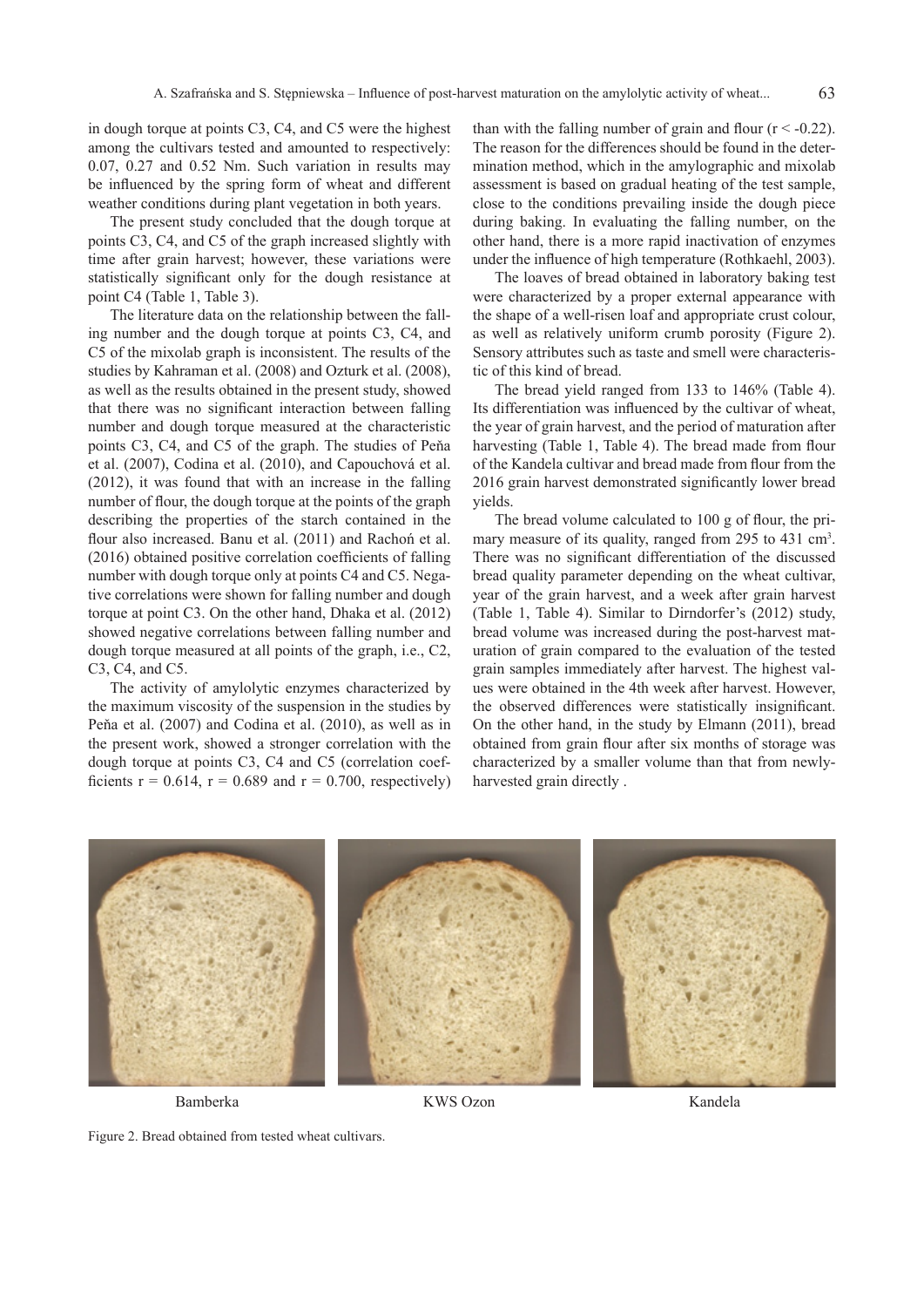in dough torque at points C3, C4, and C5 were the highest among the cultivars tested and amounted to respectively: 0.07, 0.27 and 0.52 Nm. Such variation in results may be influenced by the spring form of wheat and different weather conditions during plant vegetation in both years.

The present study concluded that the dough torque at points C3, C4, and C5 of the graph increased slightly with time after grain harvest; however, these variations were statistically significant only for the dough resistance at point C4 (Table 1, Table 3).

The literature data on the relationship between the falling number and the dough torque at points C3, C4, and C5 of the mixolab graph is inconsistent. The results of the studies by Kahraman et al. (2008) and Ozturk et al. (2008), as well as the results obtained in the present study, showed that there was no significant interaction between falling number and dough torque measured at the characteristic points C3, C4, and C5 of the graph. The studies of Peňa et al. (2007), Codina et al. (2010), and Capouchová et al. (2012), it was found that with an increase in the falling number of flour, the dough torque at the points of the graph describing the properties of the starch contained in the flour also increased. Banu et al. (2011) and Rachoń et al. (2016) obtained positive correlation coefficients of falling number with dough torque only at points C4 and C5. Negative correlations were shown for falling number and dough torque at point C3. On the other hand, Dhaka et al. (2012) showed negative correlations between falling number and dough torque measured at all points of the graph, i.e., C2, C3, C4, and C5.

The activity of amylolytic enzymes characterized by the maximum viscosity of the suspension in the studies by Peňa et al. (2007) and Codina et al. (2010), as well as in the present work, showed a stronger correlation with the dough torque at points C3, C4 and C5 (correlation coefficients $r = 0.614$, $r = 0.689$ and $r = 0.700$, respectively) than with the falling number of grain and flour ($r < -0.22$). The reason for the differences should be found in the determination method, which in the amylographic and mixolab assessment is based on gradual heating of the test sample, close to the conditions prevailing inside the dough piece during baking. In evaluating the falling number, on the other hand, there is a more rapid inactivation of enzymes under the influence of high temperature (Rothkaehl, 2003).

The loaves of bread obtained in laboratory baking test were characterized by a proper external appearance with the shape of a well-risen loaf and appropriate crust colour, as well as relatively uniform crumb porosity (Figure 2). Sensory attributes such as taste and smell were characteristic of this kind of bread.

The bread yield ranged from 133 to 146% (Table 4). Its differentiation was influenced by the cultivar of wheat, the year of grain harvest, and the period of maturation after harvesting (Table 1, Table 4). The bread made from flour of the Kandela cultivar and bread made from flour from the 2016 grain harvest demonstrated significantly lower bread yields.

The bread volume calculated to 100 g of flour, the primary measure of its quality, ranged from 295 to 431 cm$^3$. There was no significant differentiation of the discussed bread quality parameter depending on the wheat cultivar, year of the grain harvest, and a week after grain harvest (Table 1, Table 4). Similar to Dirndorfer's (2012) study, bread volume was increased during the post-harvest maturation of grain compared to the evaluation of the tested grain samples immediately after harvest. The highest values were obtained in the 4th week after harvest. However, the observed differences were statistically insignificant. On the other hand, in the study by Elmann (2011), bread obtained from grain flour after six months of storage was characterized by a smaller volume than that from newly-harvested grain directly .

Bamberka KWS Ozon Kandela

Figure 2. Bread obtained from tested wheat cultivars.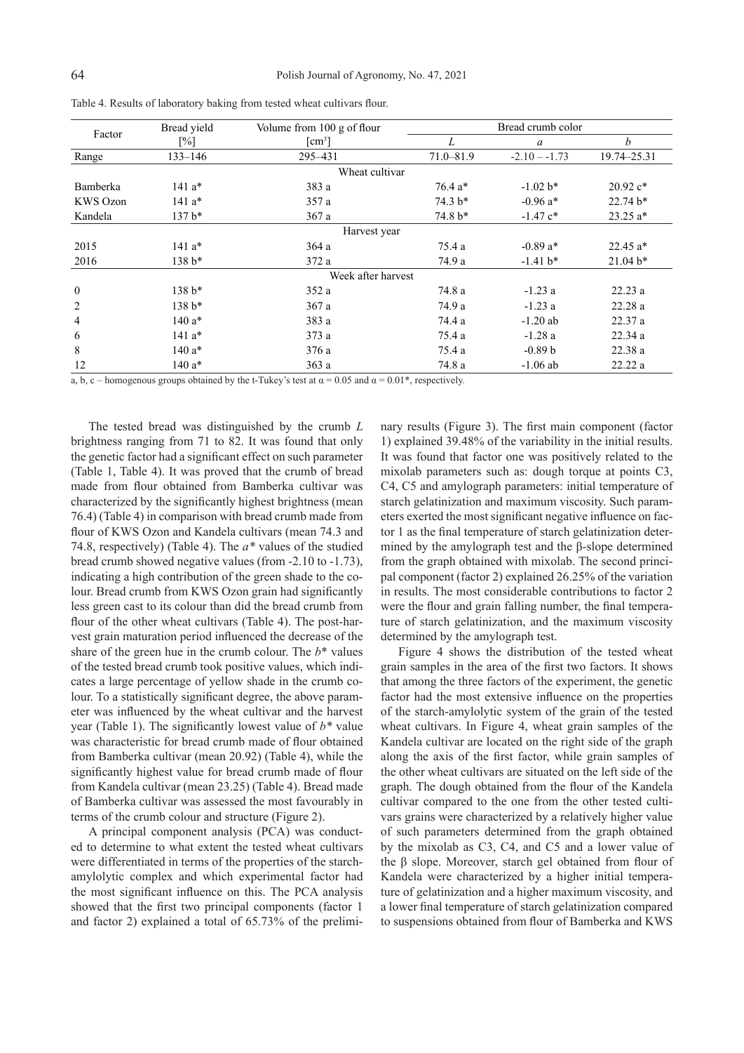Table 4. Results of laboratory baking from tested wheat cultivars flour.

| Factor | Bread yield [%] | Volume from 100 g of flour [cm³] | Bread crumb color | | |
|---|---|---|---|---|---|
| | | | *L* | *a* | *b* |
| Range | 133–146 | 295–431 | 71.0–81.9 | -2.10 – -1.73 | 19.74–25.31 |
| Wheat cultivar | | | | | |
| Bamberka | 141 a* | 383 a | 76.4 a* | -1.02 b* | 20.92 c* |
| KWS Ozon | 141 a* | 357 a | 74.3 b* | -0.96 a* | 22.74 b* |
| Kandela | 137 b* | 367 a | 74.8 b* | -1.47 c* | 23.25 a* |
| Harvest year | | | | | |
| 2015 | 141 a* | 364 a | 75.4 a | -0.89 a* | 22.45 a* |
| 2016 | 138 b* | 372 a | 74.9 a | -1.41 b* | 21.04 b* |
| Week after harvest | | | | | |
| 0 | 138 b* | 352 a | 74.8 a | -1.23 a | 22.23 a |
| 2 | 138 b* | 367 a | 74.9 a | -1.23 a | 22.28 a |
| 4 | 140 a* | 383 a | 74.4 a | -1.20 ab | 22.37 a |
| 6 | 141 a* | 373 a | 75.4 a | -1.28 a | 22.34 a |
| 8 | 140 a* | 376 a | 75.4 a | -0.89 b | 22.38 a |
| 12 | 140 a* | 363 a | 74.8 a | -1.06 ab | 22.22 a |

a, b, c – homogenous groups obtained by the t-Tukey's test at $\alpha = 0.05$ and $\alpha = 0.01$*, respectively.

The tested bread was distinguished by the crumb *L* brightness ranging from 71 to 82. It was found that only the genetic factor had a significant effect on such parameter (Table 1, Table 4). It was proved that the crumb of bread made from flour obtained from Bamberka cultivar was characterized by the significantly highest brightness (mean 76.4) (Table 4) in comparison with bread crumb made from flour of KWS Ozon and Kandela cultivars (mean 74.3 and 74.8, respectively) (Table 4). The *a** values of the studied bread crumb showed negative values (from -2.10 to -1.73), indicating a high contribution of the green shade to the colour. Bread crumb from KWS Ozon grain had significantly less green cast to its colour than did the bread crumb from flour of the other wheat cultivars (Table 4). The post-harvest grain maturation period influenced the decrease of the share of the green hue in the crumb colour. The *b** values of the tested bread crumb took positive values, which indicates a large percentage of yellow shade in the crumb colour. To a statistically significant degree, the above parameter was influenced by the wheat cultivar and the harvest year (Table 1). The significantly lowest value of *b** value was characteristic for bread crumb made of flour obtained from Bamberka cultivar (mean 20.92) (Table 4), while the significantly highest value for bread crumb made of flour from Kandela cultivar (mean 23.25) (Table 4). Bread made of Bamberka cultivar was assessed the most favourably in terms of the crumb colour and structure (Figure 2).

A principal component analysis (PCA) was conducted to determine to what extent the tested wheat cultivars were differentiated in terms of the properties of the starch-amylolytic complex and which experimental factor had the most significant influence on this. The PCA analysis showed that the first two principal components (factor 1 and factor 2) explained a total of 65.73% of the preliminary results (Figure 3). The first main component (factor 1) explained 39.48% of the variability in the initial results. It was found that factor one was positively related to the mixolab parameters such as: dough torque at points C3, C4, C5 and amylograph parameters: initial temperature of starch gelatinization and maximum viscosity. Such parameters exerted the most significant negative influence on factor 1 as the final temperature of starch gelatinization determined by the amylograph test and the β-slope determined from the graph obtained with mixolab. The second principal component (factor 2) explained 26.25% of the variation in results. The most considerable contributions to factor 2 were the flour and grain falling number, the final temperature of starch gelatinization, and the maximum viscosity determined by the amylograph test.

Figure 4 shows the distribution of the tested wheat grain samples in the area of the first two factors. It shows that among the three factors of the experiment, the genetic factor had the most extensive influence on the properties of the starch-amylolytic system of the grain of the tested wheat cultivars. In Figure 4, wheat grain samples of the Kandela cultivar are located on the right side of the graph along the axis of the first factor, while grain samples of the other wheat cultivars are situated on the left side of the graph. The dough obtained from the flour of the Kandela cultivar compared to the one from the other tested cultivars grains were characterized by a relatively higher value of such parameters determined from the graph obtained by the mixolab as C3, C4, and C5 and a lower value of the β slope. Moreover, starch gel obtained from flour of Kandela were characterized by a higher initial temperature of gelatinization and a higher maximum viscosity, and a lower final temperature of starch gelatinization compared to suspensions obtained from flour of Bamberka and KWS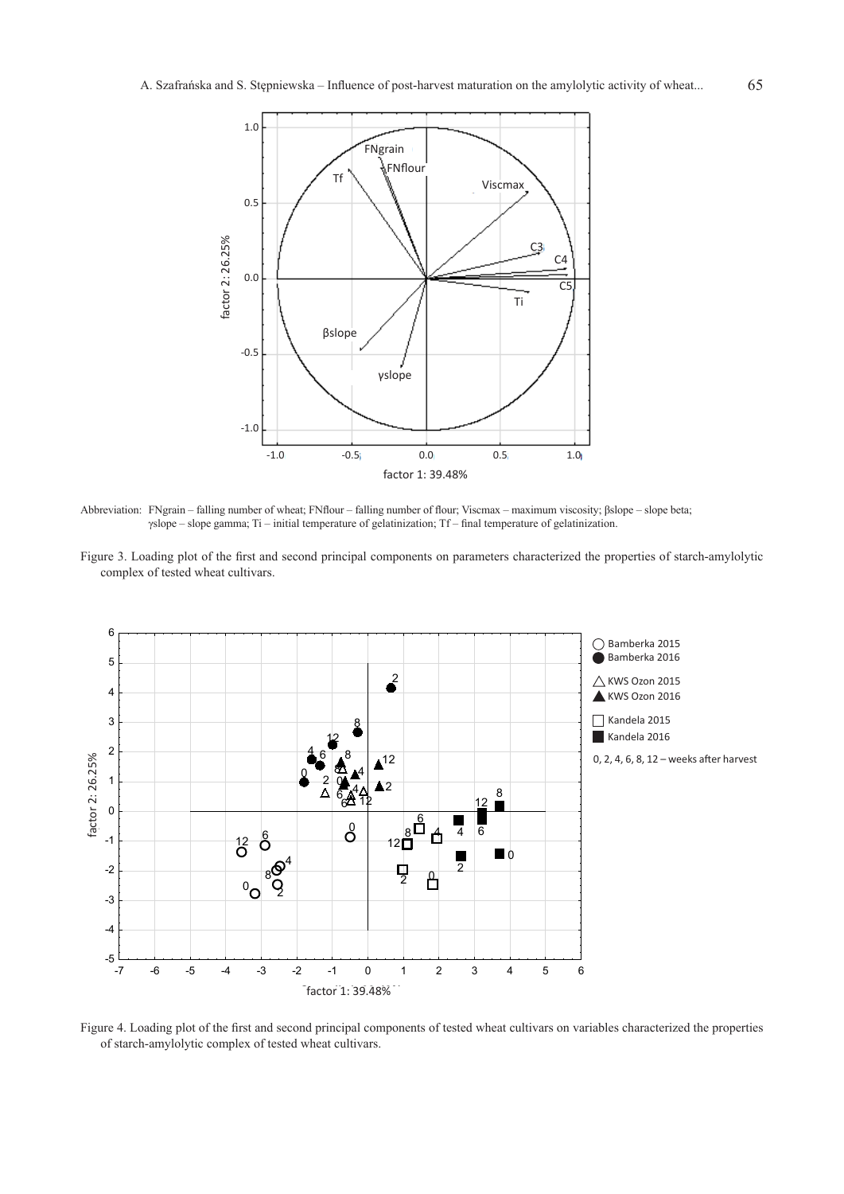Abbreviation: FNgrain – falling number of wheat; FNflour – falling number of flour; Viscmax – maximum viscosity; βslope – slope beta; γslope – slope gamma; Ti – initial temperature of gelatinization; Tf – final temperature of gelatinization.

Figure 3. Loading plot of the first and second principal components on parameters characterized the properties of starch-amylolytic complex of tested wheat cultivars.

Figure 4. Loading plot of the first and second principal components of tested wheat cultivars on variables characterized the properties of starch-amylolytic complex of tested wheat cultivars.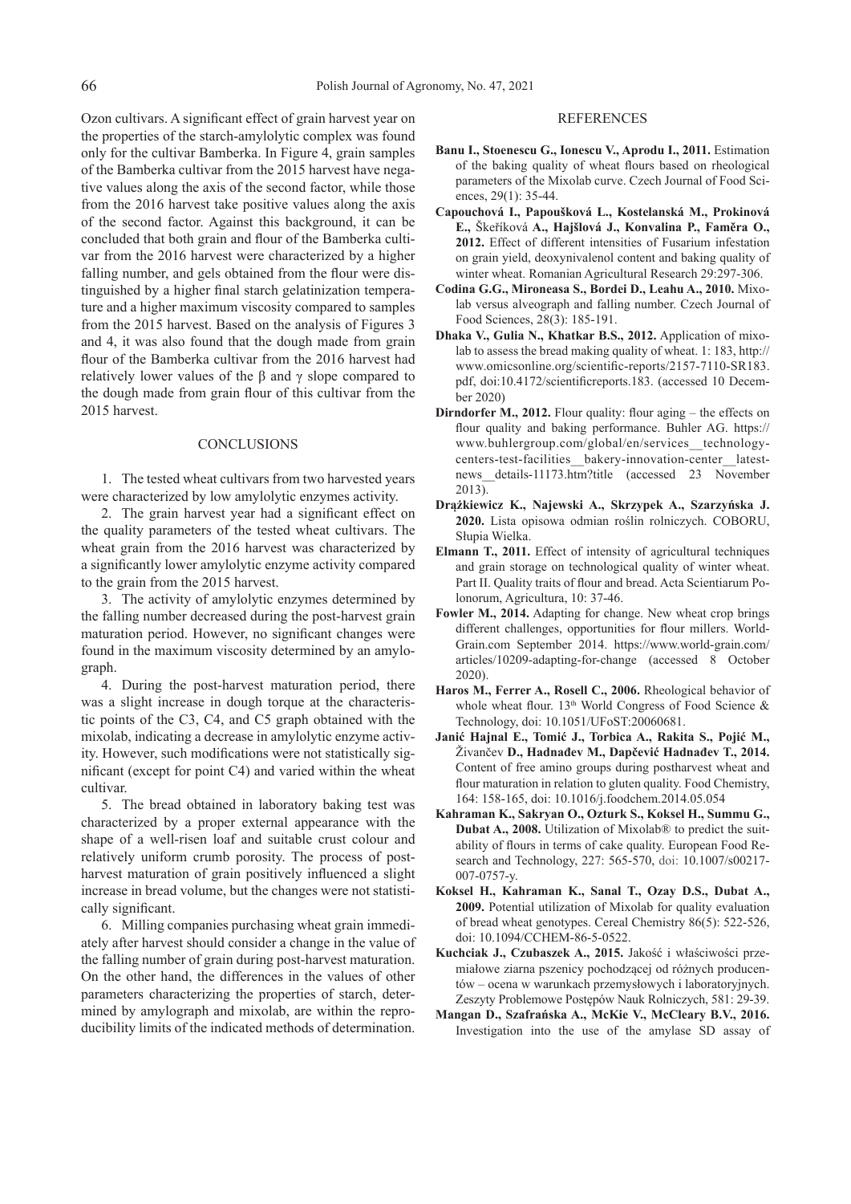Ozon cultivars. A significant effect of grain harvest year on the properties of the starch-amylolytic complex was found only for the cultivar Bamberka. In Figure 4, grain samples of the Bamberka cultivar from the 2015 harvest have negative values along the axis of the second factor, while those from the 2016 harvest take positive values along the axis of the second factor. Against this background, it can be concluded that both grain and flour of the Bamberka cultivar from the 2016 harvest were characterized by a higher falling number, and gels obtained from the flour were distinguished by a higher final starch gelatinization temperature and a higher maximum viscosity compared to samples from the 2015 harvest. Based on the analysis of Figures 3 and 4, it was also found that the dough made from grain flour of the Bamberka cultivar from the 2016 harvest had relatively lower values of the β and γ slope compared to the dough made from grain flour of this cultivar from the 2015 harvest.

## CONCLUSIONS

1. The tested wheat cultivars from two harvested years were characterized by low amylolytic enzymes activity.

2. The grain harvest year had a significant effect on the quality parameters of the tested wheat cultivars. The wheat grain from the 2016 harvest was characterized by a significantly lower amylolytic enzyme activity compared to the grain from the 2015 harvest.

3. The activity of amylolytic enzymes determined by the falling number decreased during the post-harvest grain maturation period. However, no significant changes were found in the maximum viscosity determined by an amylograph.

4. During the post-harvest maturation period, there was a slight increase in dough torque at the characteristic points of the C3, C4, and C5 graph obtained with the mixolab, indicating a decrease in amylolytic enzyme activity. However, such modifications were not statistically significant (except for point C4) and varied within the wheat cultivar.

5. The bread obtained in laboratory baking test was characterized by a proper external appearance with the shape of a well-risen loaf and suitable crust colour and relatively uniform crumb porosity. The process of post-harvest maturation of grain positively influenced a slight increase in bread volume, but the changes were not statistically significant.

6. Milling companies purchasing wheat grain immediately after harvest should consider a change in the value of the falling number of grain during post-harvest maturation. On the other hand, the differences in the values of other parameters characterizing the properties of starch, determined by amylograph and mixolab, are within the reproducibility limits of the indicated methods of determination.

## REFERENCES

**Banu I., Stoenescu G., Ionescu V., Aprodu I., 2011.** Estimation of the baking quality of wheat flours based on rheological parameters of the Mixolab curve. Czech Journal of Food Sciences, 29(1): 35-44.

**Capouchová I., Papoušková L., Kostelanská M., Prokinová E.,** Škeříková **A., Hajšlová J., Konvalina P., Faměra O., 2012.** Effect of different intensities of Fusarium infestation on grain yield, deoxynivalenol content and baking quality of winter wheat. Romanian Agricultural Research 29:297-306.

**Codina G.G., Mironeasa S., Bordei D., Leahu A., 2010.** Mixolab versus alveograph and falling number. Czech Journal of Food Sciences, 28(3): 185-191.

**Dhaka V., Gulia N., Khatkar B.S., 2012.** Application of mixolab to assess the bread making quality of wheat. 1: 183, http://www.omicsonline.org/scientific-reports/2157-7110-SR183.pdf, doi:10.4172/scientificreports.183. (accessed 10 December 2020)

**Dirndorfer M., 2012.** Flour quality: flour aging – the effects on flour quality and baking performance. Buhler AG. https://www.buhlergroup.com/global/en/services__technology-centers-test-facilities__bakery-innovation-center__latest-news__details-11173.htm?title (accessed 23 November 2013).

**Drążkiewicz K., Najewski A., Skrzypek A., Szarzyńska J. 2020.** Lista opisowa odmian roślin rolniczych. COBORU, Słupia Wielka.

**Elmann T., 2011.** Effect of intensity of agricultural techniques and grain storage on technological quality of winter wheat. Part II. Quality traits of flour and bread. Acta Scientiarum Polonorum, Agricultura, 10: 37-46.

**Fowler M., 2014.** Adapting for change. New wheat crop brings different challenges, opportunities for flour millers. World-Grain.com September 2014. https://www.world-grain.com/articles/10209-adapting-for-change (accessed 8 October 2020).

**Haros M., Ferrer A., Rosell C., 2006.** Rheological behavior of whole wheat flour. 13th World Congress of Food Science & Technology, doi: 10.1051/UFoST:20060681.

**Janić Hajnal E., Tomić J., Torbica A., Rakita S., Pojić M.,** Živančev **D., Hadnađev M., Dapčević Hadnađev T., 2014.** Content of free amino groups during postharvest wheat and flour maturation in relation to gluten quality. Food Chemistry, 164: 158-165, doi: 10.1016/j.foodchem.2014.05.054

**Kahraman K., Sakryan O., Ozturk S., Koksel H., Summu G., Dubat A., 2008.** Utilization of Mixolab® to predict the suitability of flours in terms of cake quality. European Food Research and Technology, 227: 565-570, doi: 10.1007/s00217-007-0757-y.

**Koksel H., Kahraman K., Sanal T., Ozay D.S., Dubat A., 2009.** Potential utilization of Mixolab for quality evaluation of bread wheat genotypes. Cereal Chemistry 86(5): 522-526, doi: 10.1094/CCHEM-86-5-0522.

**Kuchciak J., Czubaszek A., 2015.** Jakość i właściwości przemiałowe ziarna pszenicy pochodzącej od różnych producentów – ocena w warunkach przemysłowych i laboratoryjnych. Zeszyty Problemowe Postępów Nauk Rolniczych, 581: 29-39.

**Mangan D., Szafrańska A., McKie V., McCleary B.V., 2016.** Investigation into the use of the amylase SD assay of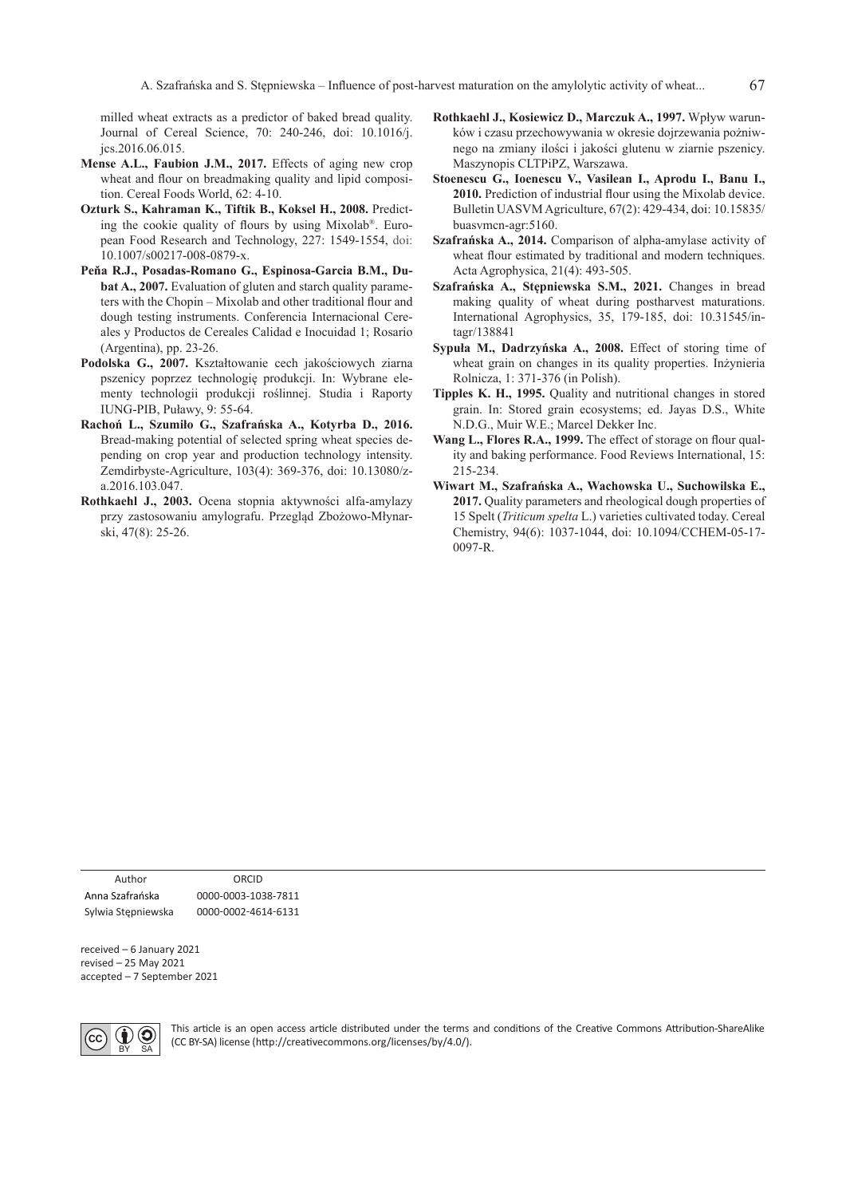milled wheat extracts as a predictor of baked bread quality. Journal of Cereal Science, 70: 240-246, doi: 10.1016/j.jcs.2016.06.015.

**Mense A.L., Faubion J.M., 2017.** Effects of aging new crop wheat and flour on breadmaking quality and lipid composition. Cereal Foods World, 62: 4-10.

**Ozturk S., Kahraman K., Tiftik B., Koksel H., 2008.** Predicting the cookie quality of flours by using Mixolab®. European Food Research and Technology, 227: 1549-1554, doi: 10.1007/s00217-008-0879-x.

**Peña R.J., Posadas-Romano G., Espinosa-Garcia B.M., Dubat A., 2007.** Evaluation of gluten and starch quality parameters with the Chopin – Mixolab and other traditional flour and dough testing instruments. Conferencia Internacional Cereales y Productos de Cereales Calidad e Inocuidad 1; Rosario (Argentina), pp. 23-26.

**Podolska G., 2007.** Kształtowanie cech jakościowych ziarna pszenicy poprzez technologię produkcji. In: Wybrane elementy technologii produkcji roślinnej. Studia i Raporty IUNG-PIB, Puławy, 9: 55-64.

**Rachoń L., Szumiło G., Szafrańska A., Kotyrba D., 2016.** Bread-making potential of selected spring wheat species depending on crop year and production technology intensity. Zemdirbyste-Agriculture, 103(4): 369-376, doi: 10.13080/z-a.2016.103.047.

**Rothkaehl J., 2003.** Ocena stopnia aktywności alfa-amylazy przy zastosowaniu amylografu. Przegląd Zbożowo-Młynarski, 47(8): 25-26.

**Rothkaehl J., Kosiewicz D., Marczuk A., 1997.** Wpływ warunków i czasu przechowywania w okresie dojrzewania pożniwnego na zmiany ilości i jakości glutenu w ziarnie pszenicy. Maszynopis CLTPiPZ, Warszawa.

**Stoenescu G., Ioenescu V., Vasilean I., Aprodu I., Banu I., 2010.** Prediction of industrial flour using the Mixolab device. Bulletin UASVM Agriculture, 67(2): 429-434, doi: 10.15835/buasvmcn-agr:5160.

**Szafrańska A., 2014.** Comparison of alpha-amylase activity of wheat flour estimated by traditional and modern techniques. Acta Agrophysica, 21(4): 493-505.

**Szafrańska A., Stępniewska S.M., 2021.** Changes in bread making quality of wheat during postharvest maturations. International Agrophysics, 35, 179-185, doi: 10.31545/intagr/138841

**Sypuła M., Dadrzyńska A., 2008.** Effect of storing time of wheat grain on changes in its quality properties. Inżynieria Rolnicza, 1: 371-376 (in Polish).

**Tipples K. H., 1995.** Quality and nutritional changes in stored grain. In: Stored grain ecosystems; ed. Jayas D.S., White N.D.G., Muir W.E.; Marcel Dekker Inc.

**Wang L., Flores R.A., 1999.** The effect of storage on flour quality and baking performance. Food Reviews International, 15: 215-234.

**Wiwart M., Szafrańska A., Wachowska U., Suchowilska E., 2017.** Quality parameters and rheological dough properties of 15 Spelt (*Triticum spelta* L.) varieties cultivated today. Cereal Chemistry, 94(6): 1037-1044, doi: 10.1094/CCHEM-05-17-0097-R.

| Author | ORCID |
|---|---|
| Anna Szafrańska | 0000-0003-1038-7811 |
| Sylwia Stępniewska | 0000-0002-4614-6131 |

received – 6 January 2021
revised – 25 May 2021
accepted – 7 September 2021

This article is an open access article distributed under the terms and conditions of the Creative Commons Attribution-ShareAlike (CC BY-SA) license (http://creativecommons.org/licenses/by/4.0/).